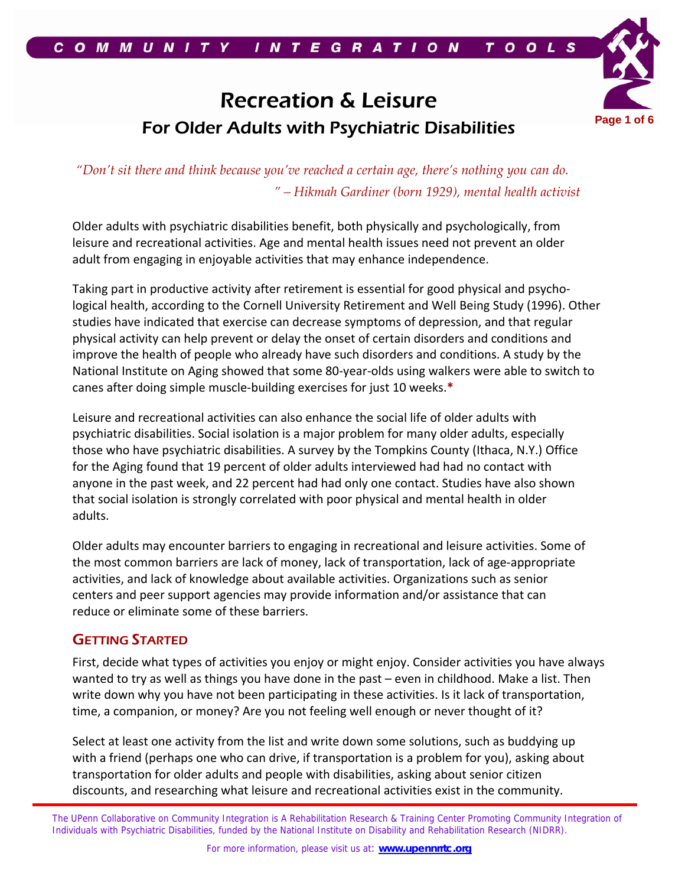# Recreation & Leisure

## For Older Adults with Psychiatric Disabilities

*"Don't sit there and think because you've reached a certain age, there's nothing you can do." – Hikmah Gardiner (born 1929), mental health activist*

Older adults with psychiatric disabilities benefit, both physically and psychologically, from leisure and recreational activities. Age and mental health issues need not prevent an older adult from engaging in enjoyable activities that may enhance independence.

Taking part in productive activity after retirement is essential for good physical and psychological health, according to the Cornell University Retirement and Well Being Study (1996). Other studies have indicated that exercise can decrease symptoms of depression, and that regular physical activity can help prevent or delay the onset of certain disorders and conditions and improve the health of people who already have such disorders and conditions. A study by the National Institute on Aging showed that some 80-year-olds using walkers were able to switch to canes after doing simple muscle-building exercises for just 10 weeks.*

Leisure and recreational activities can also enhance the social life of older adults with psychiatric disabilities. Social isolation is a major problem for many older adults, especially those who have psychiatric disabilities. A survey by the Tompkins County (Ithaca, N.Y.) Office for the Aging found that 19 percent of older adults interviewed had had no contact with anyone in the past week, and 22 percent had had only one contact. Studies have also shown that social isolation is strongly correlated with poor physical and mental health in older adults.

Older adults may encounter barriers to engaging in recreational and leisure activities. Some of the most common barriers are lack of money, lack of transportation, lack of age-appropriate activities, and lack of knowledge about available activities. Organizations such as senior centers and peer support agencies may provide information and/or assistance that can reduce or eliminate some of these barriers.

### GETTING STARTED

First, decide what types of activities you enjoy or might enjoy. Consider activities you have always wanted to try as well as things you have done in the past – even in childhood. Make a list. Then write down why you have not been participating in these activities. Is it lack of transportation, time, a companion, or money? Are you not feeling well enough or never thought of it?

Select at least one activity from the list and write down some solutions, such as buddying up with a friend (perhaps one who can drive, if transportation is a problem for you), asking about transportation for older adults and people with disabilities, asking about senior citizen discounts, and researching what leisure and recreational activities exist in the community.

The UPenn Collaborative on Community Integration is A Rehabilitation Research & Training Center Promoting Community Integration of Individuals with Psychiatric Disabilities, funded by the National Institute on Disability and Rehabilitation Research (NIDRR).

For more information, please visit us at: **www.upennrrtc.org**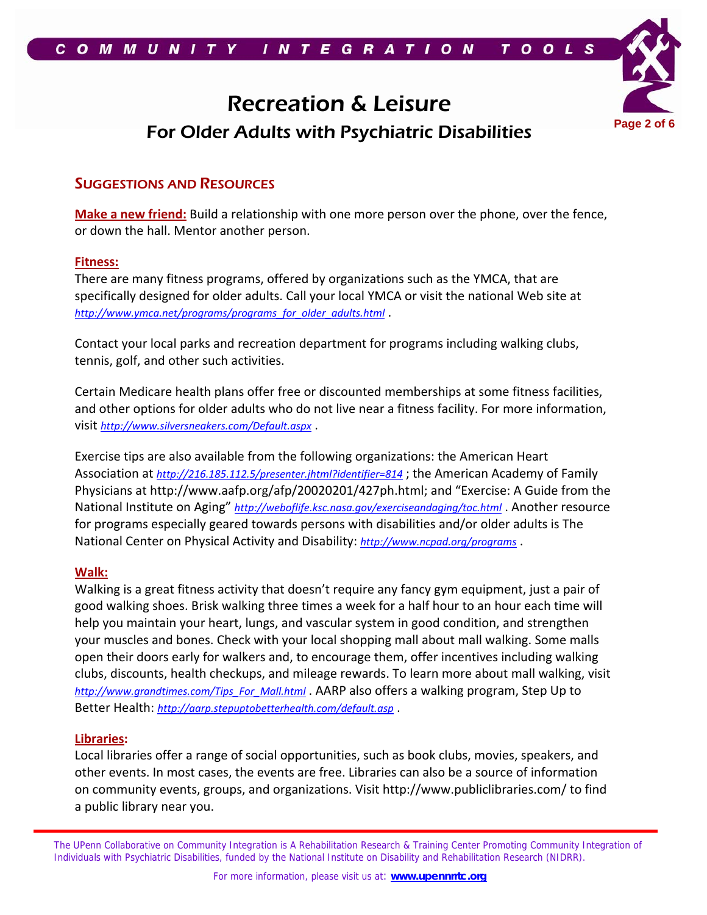## Suggestions and Resources

**Make a new friend:** Build a relationship with one more person over the phone, over the fence, or down the hall. Mentor another person.

**Fitness:**

There are many fitness programs, offered by organizations such as the YMCA, that are specifically designed for older adults. Call your local YMCA or visit the national Web site at *http://www.ymca.net/programs/programs_for_older_adults.html* .

Contact your local parks and recreation department for programs including walking clubs, tennis, golf, and other such activities.

Certain Medicare health plans offer free or discounted memberships at some fitness facilities, and other options for older adults who do not live near a fitness facility. For more information, visit *http://www.silversneakers.com/Default.aspx* .

Exercise tips are also available from the following organizations: the American Heart Association at *http://216.185.112.5/presenter.jhtml?identifier=814* ; the American Academy of Family Physicians at http://www.aafp.org/afp/20020201/427ph.html; and "Exercise: A Guide from the National Institute on Aging" *http://weboflife.ksc.nasa.gov/exerciseandaging/toc.html* . Another resource for programs especially geared towards persons with disabilities and/or older adults is The National Center on Physical Activity and Disability: *http://www.ncpad.org/programs* .

**Walk:**

Walking is a great fitness activity that doesn't require any fancy gym equipment, just a pair of good walking shoes. Brisk walking three times a week for a half hour to an hour each time will help you maintain your heart, lungs, and vascular system in good condition, and strengthen your muscles and bones. Check with your local shopping mall about mall walking. Some malls open their doors early for walkers and, to encourage them, offer incentives including walking clubs, discounts, health checkups, and mileage rewards. To learn more about mall walking, visit *http://www.grandtimes.com/Tips_For_Mall.html* . AARP also offers a walking program, Step Up to Better Health: *http://aarp.stepuptobetterhealth.com/default.asp* .

**Libraries:**

Local libraries offer a range of social opportunities, such as book clubs, movies, speakers, and other events. In most cases, the events are free. Libraries can also be a source of information on community events, groups, and organizations. Visit http://www.publiclibraries.com/ to find a public library near you.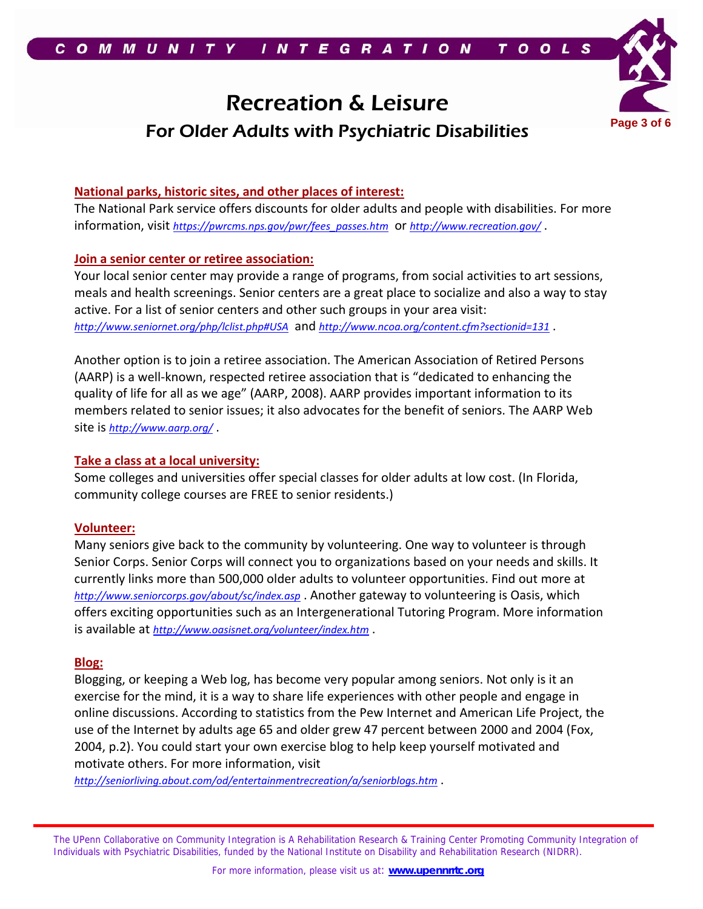# Recreation & Leisure

## For Older Adults with Psychiatric Disabilities

**National parks, historic sites, and other places of interest:**

The National Park service offers discounts for older adults and people with disabilities. For more information, visit *https://pwrcms.nps.gov/pwr/fees_passes.htm* or *http://www.recreation.gov/* .

**Join a senior center or retiree association:**

Your local senior center may provide a range of programs, from social activities to art sessions, meals and health screenings. Senior centers are a great place to socialize and also a way to stay active. For a list of senior centers and other such groups in your area visit: *http://www.seniornet.org/php/lclist.php#USA* and *http://www.ncoa.org/content.cfm?sectionid=131* .

Another option is to join a retiree association. The American Association of Retired Persons (AARP) is a well-known, respected retiree association that is "dedicated to enhancing the quality of life for all as we age" (AARP, 2008). AARP provides important information to its members related to senior issues; it also advocates for the benefit of seniors. The AARP Web site is *http://www.aarp.org/* .

**Take a class at a local university:**

Some colleges and universities offer special classes for older adults at low cost. (In Florida, community college courses are FREE to senior residents.)

**Volunteer:**

Many seniors give back to the community by volunteering. One way to volunteer is through Senior Corps. Senior Corps will connect you to organizations based on your needs and skills. It currently links more than 500,000 older adults to volunteer opportunities. Find out more at *http://www.seniorcorps.gov/about/sc/index.asp* . Another gateway to volunteering is Oasis, which offers exciting opportunities such as an Intergenerational Tutoring Program. More information is available at *http://www.oasisnet.org/volunteer/index.htm* .

**Blog:**

Blogging, or keeping a Web log, has become very popular among seniors. Not only is it an exercise for the mind, it is a way to share life experiences with other people and engage in online discussions. According to statistics from the Pew Internet and American Life Project, the use of the Internet by adults age 65 and older grew 47 percent between 2000 and 2004 (Fox, 2004, p.2). You could start your own exercise blog to help keep yourself motivated and motivate others. For more information, visit *http://seniorliving.about.com/od/entertainmentrecreation/a/seniorblogs.htm* .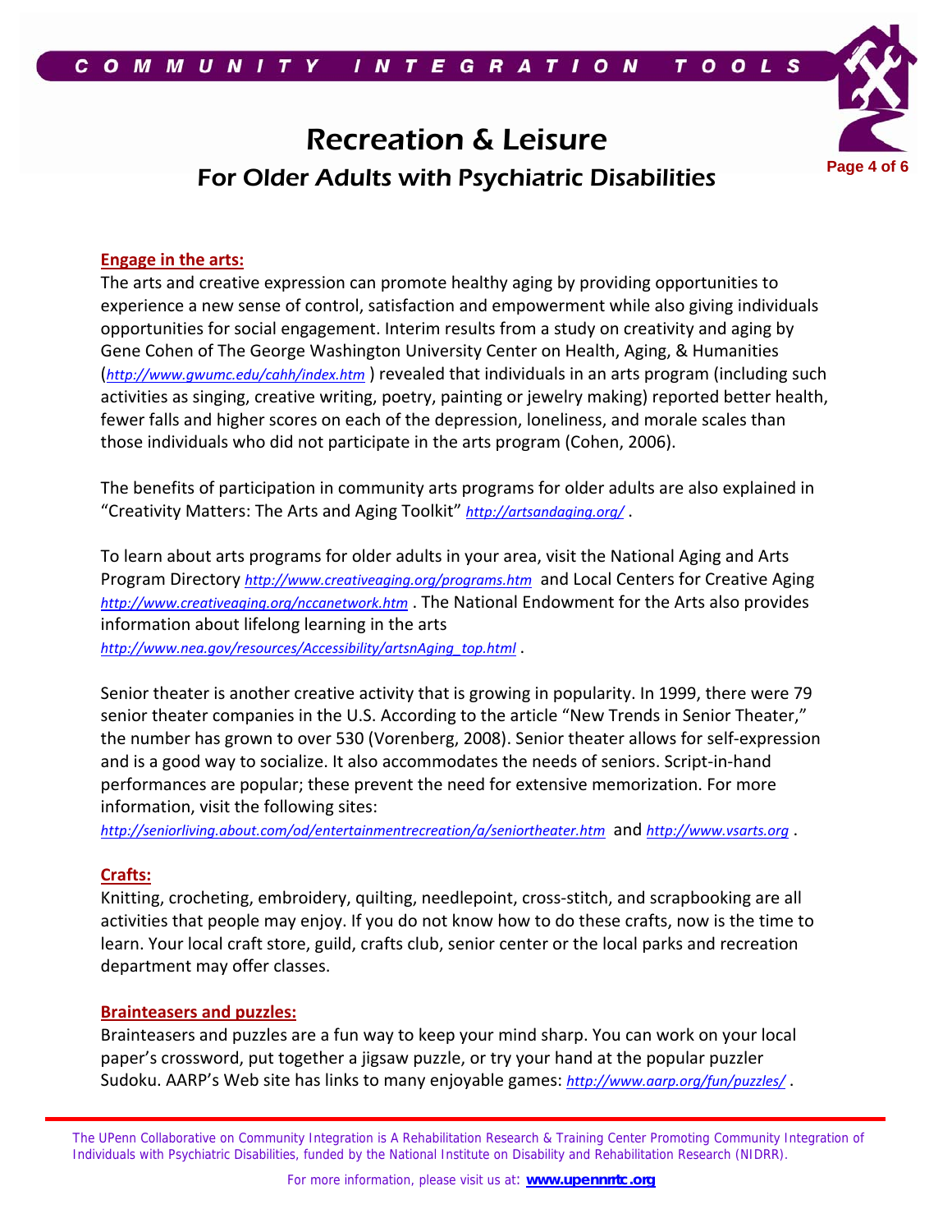# Recreation & Leisure

## For Older Adults with Psychiatric Disabilities

### Engage in the arts:

The arts and creative expression can promote healthy aging by providing opportunities to experience a new sense of control, satisfaction and empowerment while also giving individuals opportunities for social engagement. Interim results from a study on creativity and aging by Gene Cohen of The George Washington University Center on Health, Aging, & Humanities (*http://www.gwumc.edu/cahh/index.htm* ) revealed that individuals in an arts program (including such activities as singing, creative writing, poetry, painting or jewelry making) reported better health, fewer falls and higher scores on each of the depression, loneliness, and morale scales than those individuals who did not participate in the arts program (Cohen, 2006).

The benefits of participation in community arts programs for older adults are also explained in "Creativity Matters: The Arts and Aging Toolkit" *http://artsandaging.org/* .

To learn about arts programs for older adults in your area, visit the National Aging and Arts Program Directory *http://www.creativeaging.org/programs.htm* and Local Centers for Creative Aging *http://www.creativeaging.org/nccanetwork.htm* . The National Endowment for the Arts also provides information about lifelong learning in the arts *http://www.nea.gov/resources/Accessibility/artsnAging_top.html* .

Senior theater is another creative activity that is growing in popularity. In 1999, there were 79 senior theater companies in the U.S. According to the article "New Trends in Senior Theater," the number has grown to over 530 (Vorenberg, 2008). Senior theater allows for self-expression and is a good way to socialize. It also accommodates the needs of seniors. Script-in-hand performances are popular; these prevent the need for extensive memorization. For more information, visit the following sites: *http://seniorliving.about.com/od/entertainmentrecreation/a/seniortheater.htm* and *http://www.vsarts.org* .

### Crafts:

Knitting, crocheting, embroidery, quilting, needlepoint, cross-stitch, and scrapbooking are all activities that people may enjoy. If you do not know how to do these crafts, now is the time to learn. Your local craft store, guild, crafts club, senior center or the local parks and recreation department may offer classes.

### Brainteasers and puzzles:

Brainteasers and puzzles are a fun way to keep your mind sharp. You can work on your local paper's crossword, put together a jigsaw puzzle, or try your hand at the popular puzzler Sudoku. AARP's Web site has links to many enjoyable games: *http://www.aarp.org/fun/puzzles/* .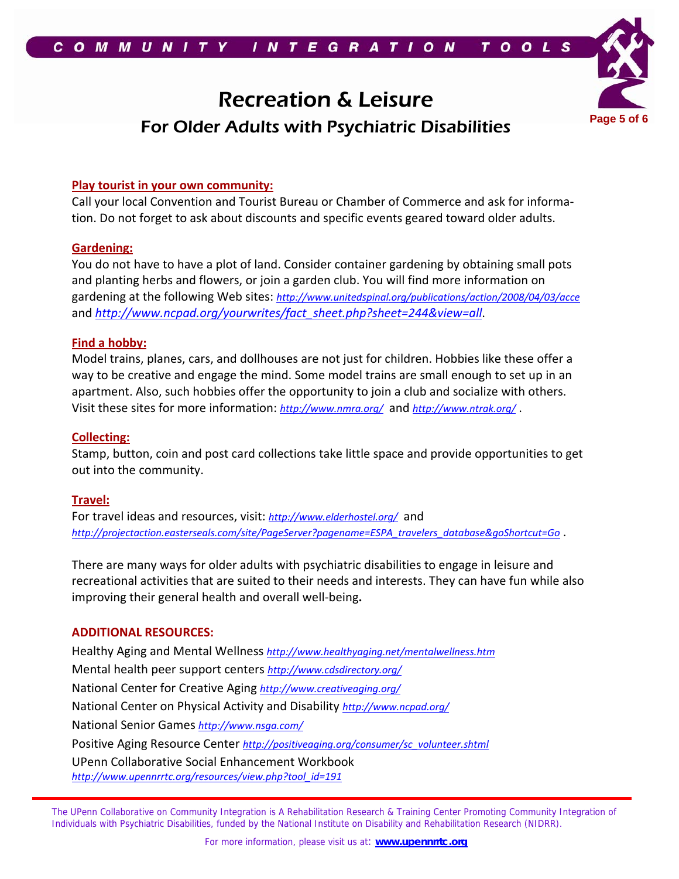# Recreation & Leisure

## For Older Adults with Psychiatric Disabilities

**Play tourist in your own community:**

Call your local Convention and Tourist Bureau or Chamber of Commerce and ask for information. Do not forget to ask about discounts and specific events geared toward older adults.

**Gardening:**

You do not have to have a plot of land. Consider container gardening by obtaining small pots and planting herbs and flowers, or join a garden club. You will find more information on gardening at the following Web sites: *http://www.unitedspinal.org/publications/action/2008/04/03/acce* and *http://www.ncpad.org/yourwrites/fact_sheet.php?sheet=244&view=all*.

**Find a hobby:**

Model trains, planes, cars, and dollhouses are not just for children. Hobbies like these offer a way to be creative and engage the mind. Some model trains are small enough to set up in an apartment. Also, such hobbies offer the opportunity to join a club and socialize with others. Visit these sites for more information: *http://www.nmra.org/* and *http://www.ntrak.org/* .

**Collecting:**

Stamp, button, coin and post card collections take little space and provide opportunities to get out into the community.

**Travel:**

For travel ideas and resources, visit: *http://www.elderhostel.org/* and *http://projectaction.easterseals.com/site/PageServer?pagename=ESPA_travelers_database&goShortcut=Go* .

There are many ways for older adults with psychiatric disabilities to engage in leisure and recreational activities that are suited to their needs and interests. They can have fun while also improving their general health and overall well-being**.**

**ADDITIONAL RESOURCES:**

Healthy Aging and Mental Wellness *http://www.healthyaging.net/mentalwellness.htm*
Mental health peer support centers *http://www.cdsdirectory.org/*
National Center for Creative Aging *http://www.creativeaging.org/*
National Center on Physical Activity and Disability *http://www.ncpad.org/*
National Senior Games *http://www.nsga.com/*
Positive Aging Resource Center *http://positiveaging.org/consumer/sc_volunteer.shtml*
UPenn Collaborative Social Enhancement Workbook
*http://www.upennrrtc.org/resources/view.php?tool_id=191*

The UPenn Collaborative on Community Integration is A Rehabilitation Research & Training Center Promoting Community Integration of Individuals with Psychiatric Disabilities, funded by the National Institute on Disability and Rehabilitation Research (NIDRR).

For more information, please visit us at: **www.upennrrtc.org**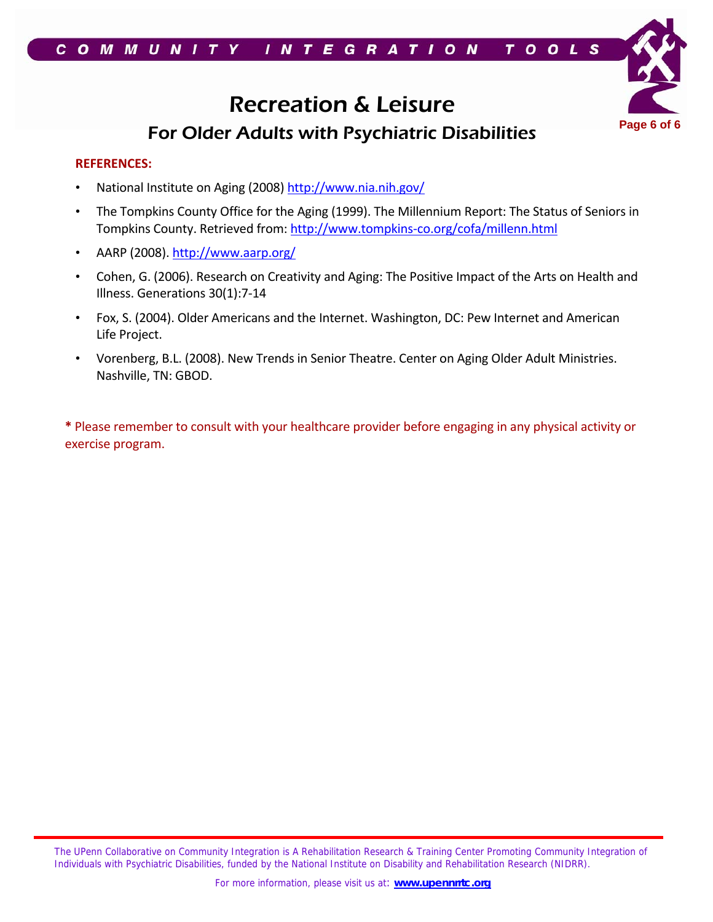## REFERENCES:

- National Institute on Aging (2008) http://www.nia.nih.gov/
- The Tompkins County Office for the Aging (1999). The Millennium Report: The Status of Seniors in Tompkins County. Retrieved from: http://www.tompkins-co.org/cofa/millenn.html
- AARP (2008). http://www.aarp.org/
- Cohen, G. (2006). Research on Creativity and Aging: The Positive Impact of the Arts on Health and Illness. Generations 30(1):7-14
- Fox, S. (2004). Older Americans and the Internet. Washington, DC: Pew Internet and American Life Project.
- Vorenberg, B.L. (2008). New Trends in Senior Theatre. Center on Aging Older Adult Ministries. Nashville, TN: GBOD.

**\*** Please remember to consult with your healthcare provider before engaging in any physical activity or exercise program.

The UPenn Collaborative on Community Integration is A Rehabilitation Research & Training Center Promoting Community Integration of Individuals with Psychiatric Disabilities, funded by the National Institute on Disability and Rehabilitation Research (NIDRR).

For more information, please visit us at: **www.upennrrtc.org**